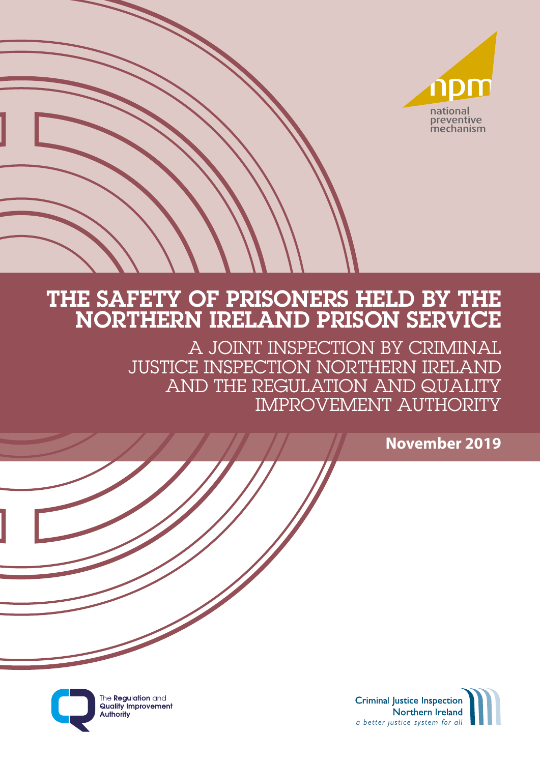npm

national preventive mechanism

# THE SAFETY OF PRISONERS HELD BY THE NORTHERN IRELAND PRISON SERVICE

## A JOINT INSPECTION BY CRIMINAL JUSTICE INSPECTION NORTHERN IRELAND AND THE REGULATION AND QUALITY IMPROVEMENT AUTHORITY

**November 2019**

The Regulation and Quality Improvement Authority

Criminal Justice Inspection Northern Ireland

*a better justice system for all*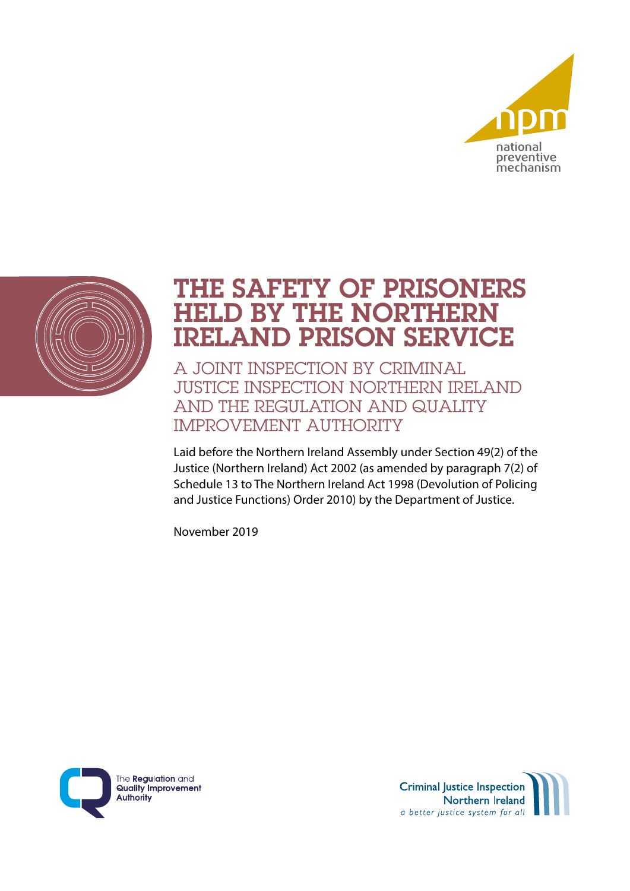npm

national preventive mechanism

# THE SAFETY OF PRISONERS HELD BY THE NORTHERN IRELAND PRISON SERVICE

## A JOINT INSPECTION BY CRIMINAL JUSTICE INSPECTION NORTHERN IRELAND AND THE REGULATION AND QUALITY IMPROVEMENT AUTHORITY

Laid before the Northern Ireland Assembly under Section 49(2) of the Justice (Northern Ireland) Act 2002 (as amended by paragraph 7(2) of Schedule 13 to The Northern Ireland Act 1998 (Devolution of Policing and Justice Functions) Order 2010) by the Department of Justice.

November 2019

The Regulation and Quality Improvement Authority

Criminal Justice Inspection Northern Ireland

*a better justice system for all*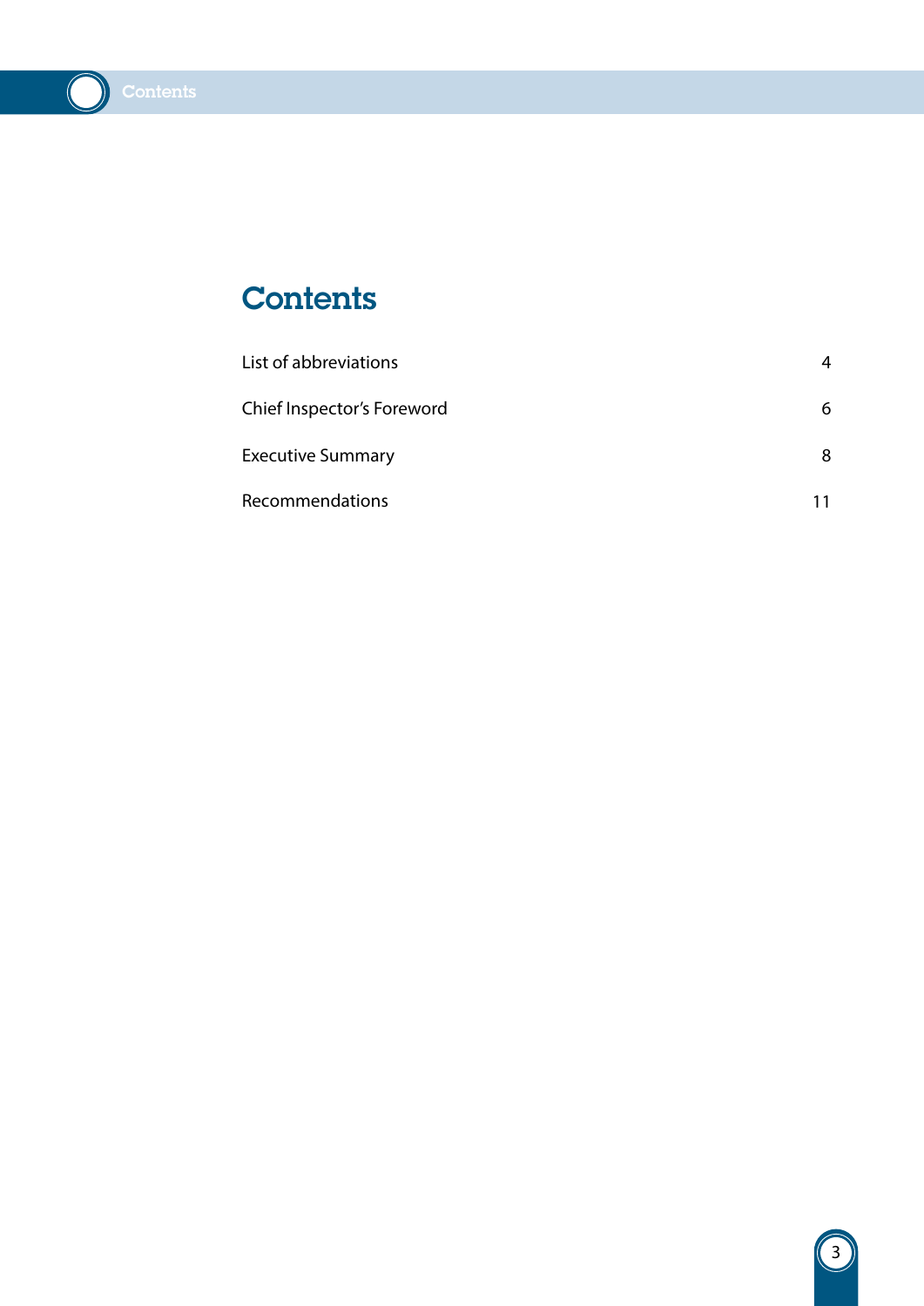# Contents

| | |
|---|---|
| List of abbreviations | 4 |
| Chief Inspector's Foreword | 6 |
| Executive Summary | 8 |
| Recommendations | 11 |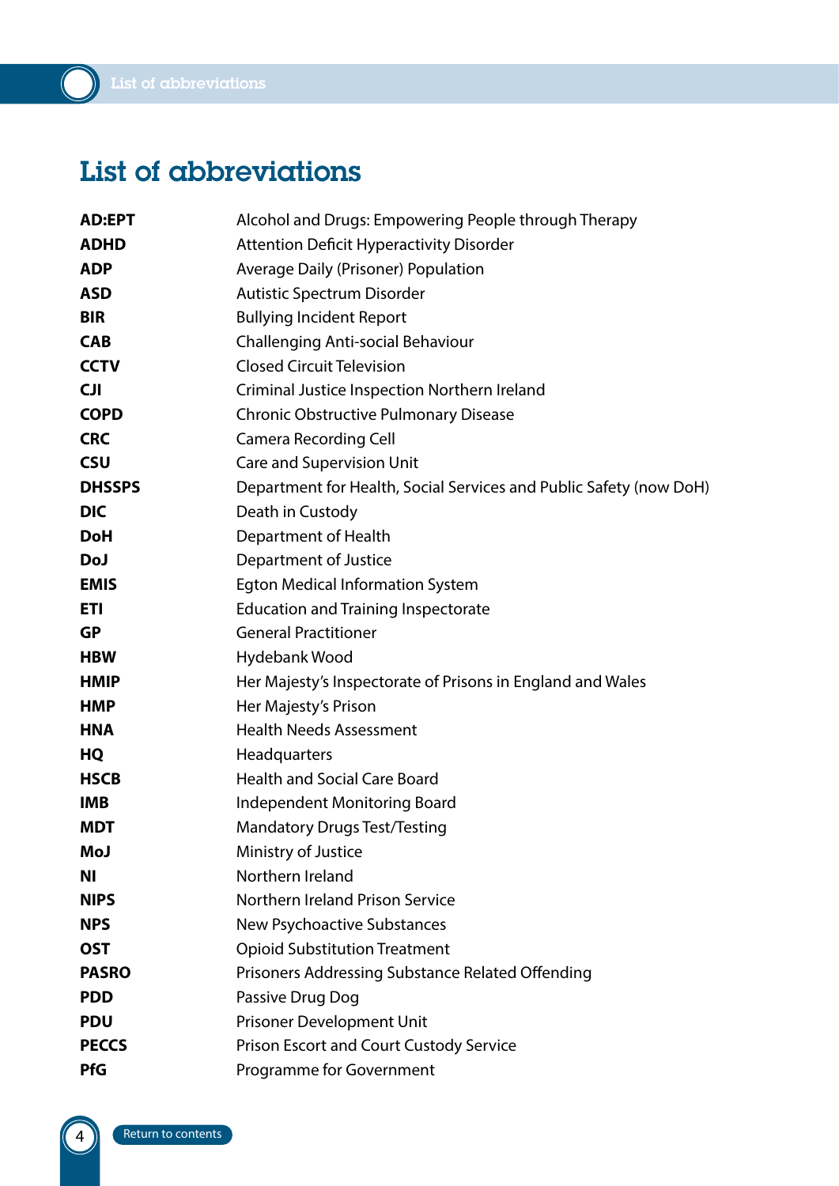# List of abbreviations

| | |
|---|---|
| **AD:EPT** | Alcohol and Drugs: Empowering People through Therapy |
| **ADHD** | Attention Deficit Hyperactivity Disorder |
| **ADP** | Average Daily (Prisoner) Population |
| **ASD** | Autistic Spectrum Disorder |
| **BIR** | Bullying Incident Report |
| **CAB** | Challenging Anti-social Behaviour |
| **CCTV** | Closed Circuit Television |
| **CJI** | Criminal Justice Inspection Northern Ireland |
| **COPD** | Chronic Obstructive Pulmonary Disease |
| **CRC** | Camera Recording Cell |
| **CSU** | Care and Supervision Unit |
| **DHSSPS** | Department for Health, Social Services and Public Safety (now DoH) |
| **DIC** | Death in Custody |
| **DoH** | Department of Health |
| **DoJ** | Department of Justice |
| **EMIS** | Egton Medical Information System |
| **ETI** | Education and Training Inspectorate |
| **GP** | General Practitioner |
| **HBW** | Hydebank Wood |
| **HMIP** | Her Majesty's Inspectorate of Prisons in England and Wales |
| **HMP** | Her Majesty's Prison |
| **HNA** | Health Needs Assessment |
| **HQ** | Headquarters |
| **HSCB** | Health and Social Care Board |
| **IMB** | Independent Monitoring Board |
| **MDT** | Mandatory Drugs Test/Testing |
| **MoJ** | Ministry of Justice |
| **NI** | Northern Ireland |
| **NIPS** | Northern Ireland Prison Service |
| **NPS** | New Psychoactive Substances |
| **OST** | Opioid Substitution Treatment |
| **PASRO** | Prisoners Addressing Substance Related Offending |
| **PDD** | Passive Drug Dog |
| **PDU** | Prisoner Development Unit |
| **PECCS** | Prison Escort and Court Custody Service |
| **PfG** | Programme for Government |

Return to contents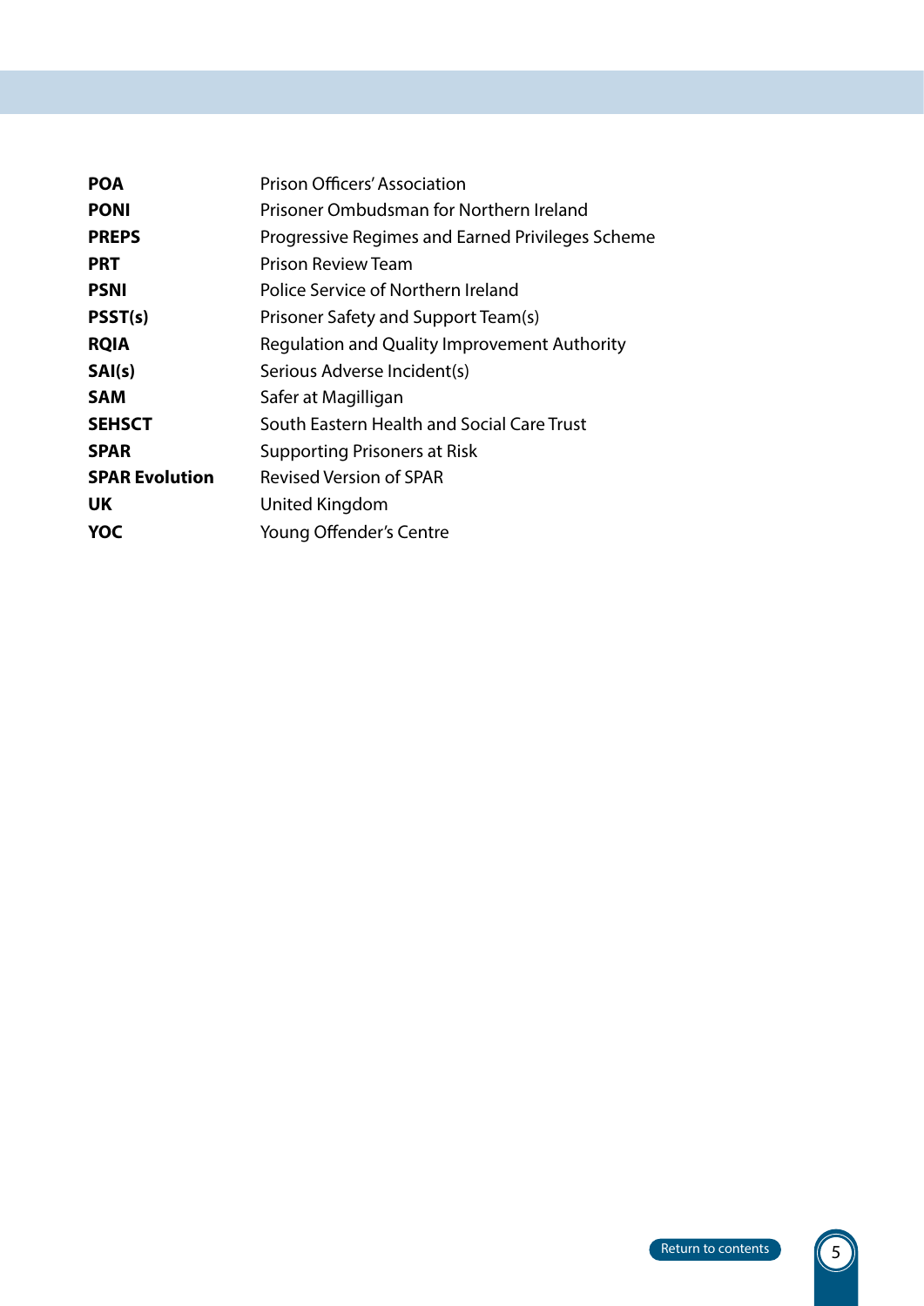| | |
|---|---|
| **POA** | Prison Officers' Association |
| **PONI** | Prisoner Ombudsman for Northern Ireland |
| **PREPS** | Progressive Regimes and Earned Privileges Scheme |
| **PRT** | Prison Review Team |
| **PSNI** | Police Service of Northern Ireland |
| **PSST(s)** | Prisoner Safety and Support Team(s) |
| **RQIA** | Regulation and Quality Improvement Authority |
| **SAI(s)** | Serious Adverse Incident(s) |
| **SAM** | Safer at Magilligan |
| **SEHSCT** | South Eastern Health and Social Care Trust |
| **SPAR** | Supporting Prisoners at Risk |
| **SPAR Evolution** | Revised Version of SPAR |
| **UK** | United Kingdom |
| **YOC** | Young Offender's Centre |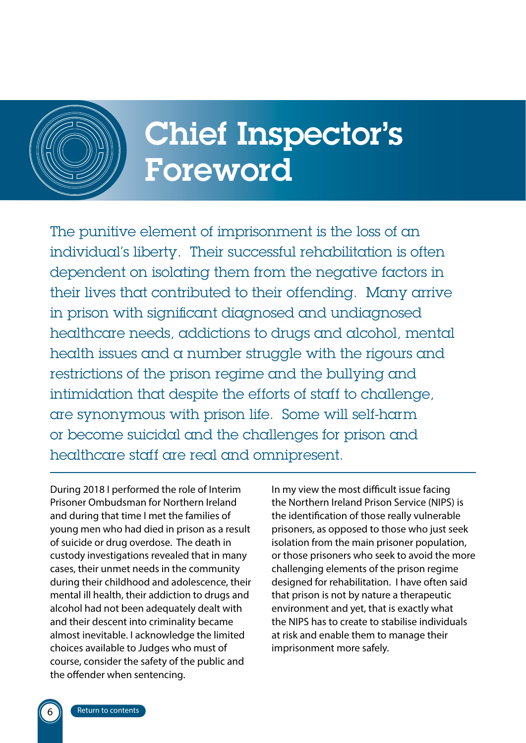# Chief Inspector's Foreword

The punitive element of imprisonment is the loss of an individual's liberty. Their successful rehabilitation is often dependent on isolating them from the negative factors in their lives that contributed to their offending. Many arrive in prison with significant diagnosed and undiagnosed healthcare needs, addictions to drugs and alcohol, mental health issues and a number struggle with the rigours and restrictions of the prison regime and the bullying and intimidation that despite the efforts of staff to challenge, are synonymous with prison life. Some will self-harm or become suicidal and the challenges for prison and healthcare staff are real and omnipresent.

During 2018 I performed the role of Interim Prisoner Ombudsman for Northern Ireland and during that time I met the families of young men who had died in prison as a result of suicide or drug overdose. The death in custody investigations revealed that in many cases, their unmet needs in the community during their childhood and adolescence, their mental ill health, their addiction to drugs and alcohol had not been adequately dealt with and their descent into criminality became almost inevitable. I acknowledge the limited choices available to Judges who must of course, consider the safety of the public and the offender when sentencing.

In my view the most difficult issue facing the Northern Ireland Prison Service (NIPS) is the identification of those really vulnerable prisoners, as opposed to those who just seek isolation from the main prisoner population, or those prisoners who seek to avoid the more challenging elements of the prison regime designed for rehabilitation. I have often said that prison is not by nature a therapeutic environment and yet, that is exactly what the NIPS has to create to stabilise individuals at risk and enable them to manage their imprisonment more safely.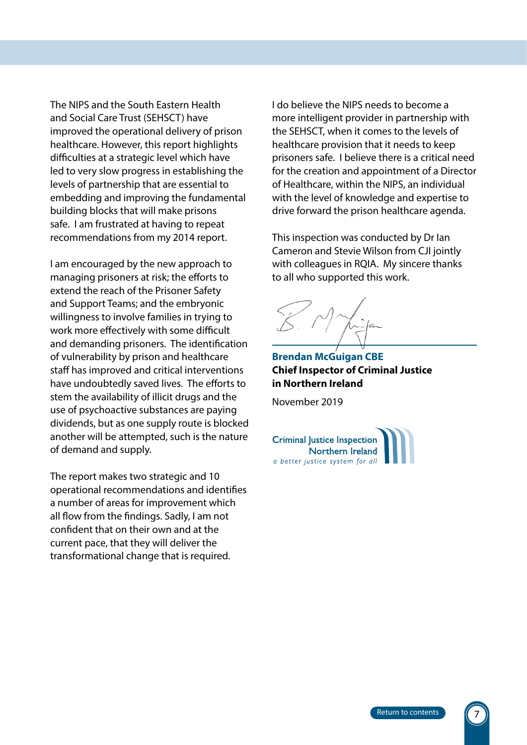The NIPS and the South Eastern Health and Social Care Trust (SEHSCT) have improved the operational delivery of prison healthcare. However, this report highlights difficulties at a strategic level which have led to very slow progress in establishing the levels of partnership that are essential to embedding and improving the fundamental building blocks that will make prisons safe. I am frustrated at having to repeat recommendations from my 2014 report.

I am encouraged by the new approach to managing prisoners at risk; the efforts to extend the reach of the Prisoner Safety and Support Teams; and the embryonic willingness to involve families in trying to work more effectively with some difficult and demanding prisoners. The identification of vulnerability by prison and healthcare staff has improved and critical interventions have undoubtedly saved lives. The efforts to stem the availability of illicit drugs and the use of psychoactive substances are paying dividends, but as one supply route is blocked another will be attempted, such is the nature of demand and supply.

The report makes two strategic and 10 operational recommendations and identifies a number of areas for improvement which all flow from the findings. Sadly, I am not confident that on their own and at the current pace, that they will deliver the transformational change that is required.

I do believe the NIPS needs to become a more intelligent provider in partnership with the SEHSCT, when it comes to the levels of healthcare provision that it needs to keep prisoners safe. I believe there is a critical need for the creation and appointment of a Director of Healthcare, within the NIPS, an individual with the level of knowledge and expertise to drive forward the prison healthcare agenda.

This inspection was conducted by Dr Ian Cameron and Stevie Wilson from CJI jointly with colleagues in RQIA. My sincere thanks to all who supported this work.

**Brendan McGuigan CBE**
**Chief Inspector of Criminal Justice in Northern Ireland**

November 2019

Criminal Justice Inspection Northern Ireland
*a better justice system for all*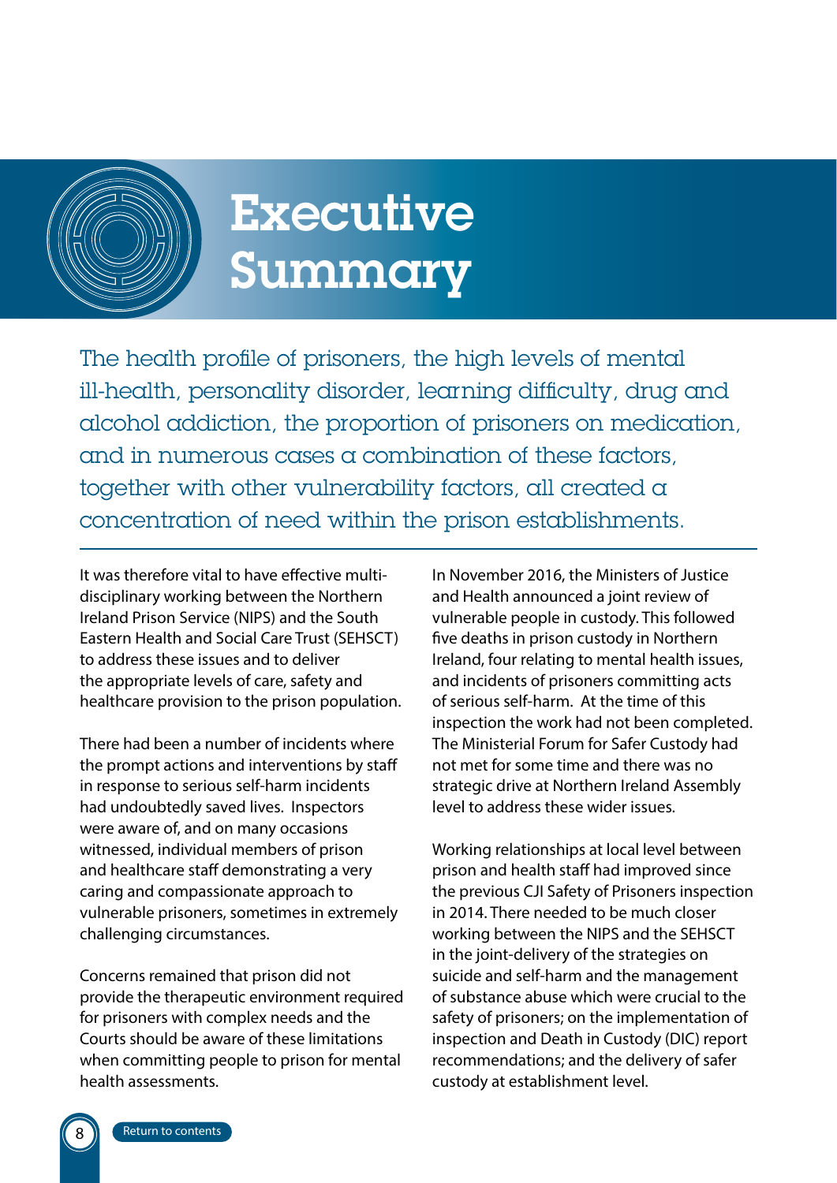# Executive Summary

The health profile of prisoners, the high levels of mental ill-health, personality disorder, learning difficulty, drug and alcohol addiction, the proportion of prisoners on medication, and in numerous cases a combination of these factors, together with other vulnerability factors, all created a concentration of need within the prison establishments.

It was therefore vital to have effective multi-disciplinary working between the Northern Ireland Prison Service (NIPS) and the South Eastern Health and Social Care Trust (SEHSCT) to address these issues and to deliver the appropriate levels of care, safety and healthcare provision to the prison population.

There had been a number of incidents where the prompt actions and interventions by staff in response to serious self-harm incidents had undoubtedly saved lives. Inspectors were aware of, and on many occasions witnessed, individual members of prison and healthcare staff demonstrating a very caring and compassionate approach to vulnerable prisoners, sometimes in extremely challenging circumstances.

Concerns remained that prison did not provide the therapeutic environment required for prisoners with complex needs and the Courts should be aware of these limitations when committing people to prison for mental health assessments.

In November 2016, the Ministers of Justice and Health announced a joint review of vulnerable people in custody. This followed five deaths in prison custody in Northern Ireland, four relating to mental health issues, and incidents of prisoners committing acts of serious self-harm. At the time of this inspection the work had not been completed. The Ministerial Forum for Safer Custody had not met for some time and there was no strategic drive at Northern Ireland Assembly level to address these wider issues.

Working relationships at local level between prison and health staff had improved since the previous CJI Safety of Prisoners inspection in 2014. There needed to be much closer working between the NIPS and the SEHSCT in the joint-delivery of the strategies on suicide and self-harm and the management of substance abuse which were crucial to the safety of prisoners; on the implementation of inspection and Death in Custody (DIC) report recommendations; and the delivery of safer custody at establishment level.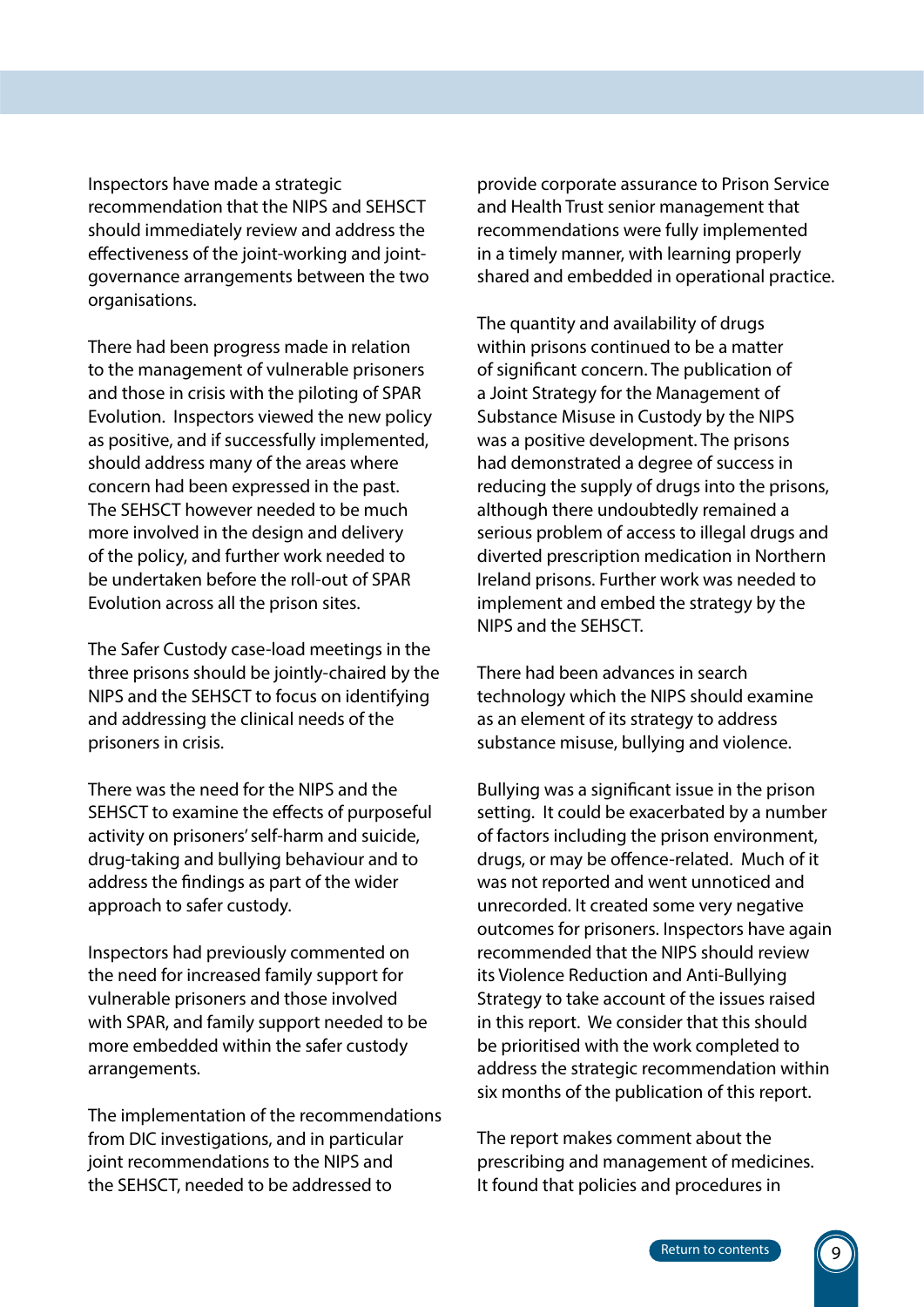Inspectors have made a strategic recommendation that the NIPS and SEHSCT should immediately review and address the effectiveness of the joint-working and joint-governance arrangements between the two organisations.

There had been progress made in relation to the management of vulnerable prisoners and those in crisis with the piloting of SPAR Evolution. Inspectors viewed the new policy as positive, and if successfully implemented, should address many of the areas where concern had been expressed in the past. The SEHSCT however needed to be much more involved in the design and delivery of the policy, and further work needed to be undertaken before the roll-out of SPAR Evolution across all the prison sites.

The Safer Custody case-load meetings in the three prisons should be jointly-chaired by the NIPS and the SEHSCT to focus on identifying and addressing the clinical needs of the prisoners in crisis.

There was the need for the NIPS and the SEHSCT to examine the effects of purposeful activity on prisoners' self-harm and suicide, drug-taking and bullying behaviour and to address the findings as part of the wider approach to safer custody.

Inspectors had previously commented on the need for increased family support for vulnerable prisoners and those involved with SPAR, and family support needed to be more embedded within the safer custody arrangements.

The implementation of the recommendations from DIC investigations, and in particular joint recommendations to the NIPS and the SEHSCT, needed to be addressed to provide corporate assurance to Prison Service and Health Trust senior management that recommendations were fully implemented in a timely manner, with learning properly shared and embedded in operational practice.

The quantity and availability of drugs within prisons continued to be a matter of significant concern. The publication of a Joint Strategy for the Management of Substance Misuse in Custody by the NIPS was a positive development. The prisons had demonstrated a degree of success in reducing the supply of drugs into the prisons, although there undoubtedly remained a serious problem of access to illegal drugs and diverted prescription medication in Northern Ireland prisons. Further work was needed to implement and embed the strategy by the NIPS and the SEHSCT.

There had been advances in search technology which the NIPS should examine as an element of its strategy to address substance misuse, bullying and violence.

Bullying was a significant issue in the prison setting. It could be exacerbated by a number of factors including the prison environment, drugs, or may be offence-related. Much of it was not reported and went unnoticed and unrecorded. It created some very negative outcomes for prisoners. Inspectors have again recommended that the NIPS should review its Violence Reduction and Anti-Bullying Strategy to take account of the issues raised in this report. We consider that this should be prioritised with the work completed to address the strategic recommendation within six months of the publication of this report.

The report makes comment about the prescribing and management of medicines. It found that policies and procedures in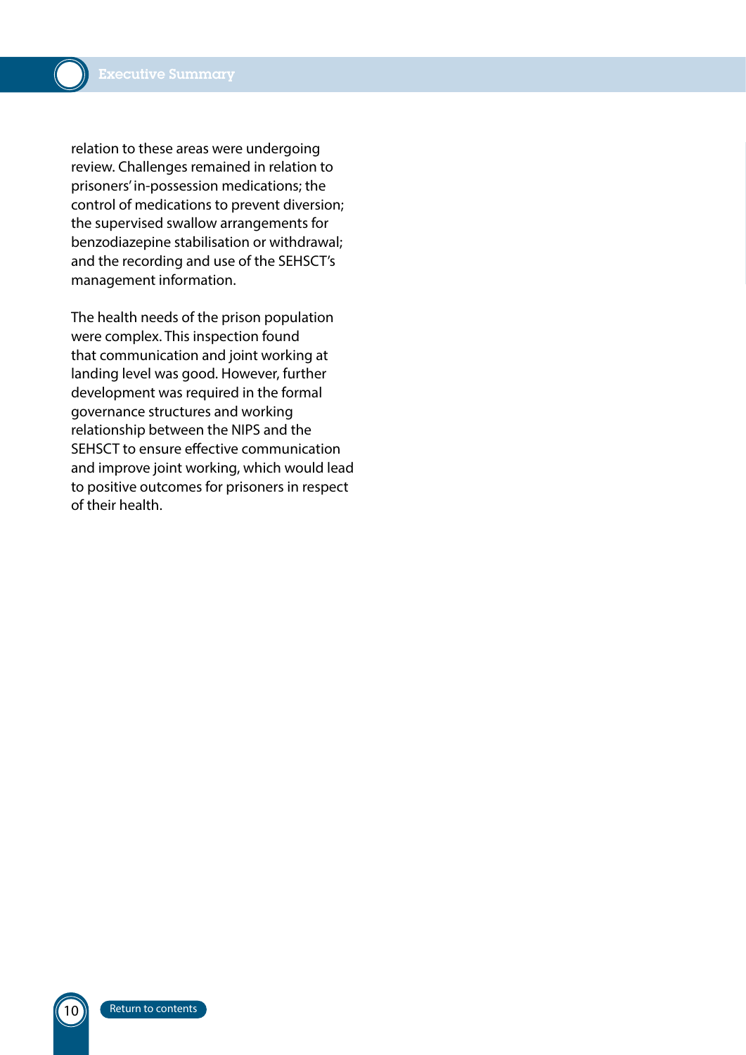relation to these areas were undergoing review. Challenges remained in relation to prisoners' in-possession medications; the control of medications to prevent diversion; the supervised swallow arrangements for benzodiazepine stabilisation or withdrawal; and the recording and use of the SEHSCT's management information.

The health needs of the prison population were complex. This inspection found that communication and joint working at landing level was good. However, further development was required in the formal governance structures and working relationship between the NIPS and the SEHSCT to ensure effective communication and improve joint working, which would lead to positive outcomes for prisoners in respect of their health.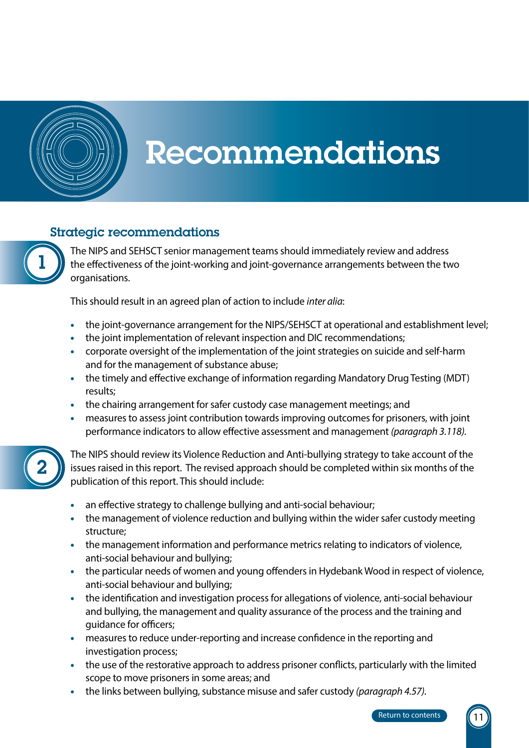# Recommendations

## Strategic recommendations

**1**

The NIPS and SEHSCT senior management teams should immediately review and address the effectiveness of the joint-working and joint-governance arrangements between the two organisations.

This should result in an agreed plan of action to include *inter alia*:

- the joint-governance arrangement for the NIPS/SEHSCT at operational and establishment level;
- the joint implementation of relevant inspection and DIC recommendations;
- corporate oversight of the implementation of the joint strategies on suicide and self-harm and for the management of substance abuse;
- the timely and effective exchange of information regarding Mandatory Drug Testing (MDT) results;
- the chairing arrangement for safer custody case management meetings; and
- measures to assess joint contribution towards improving outcomes for prisoners, with joint performance indicators to allow effective assessment and management *(paragraph 3.118).*

**2**

The NIPS should review its Violence Reduction and Anti-bullying strategy to take account of the issues raised in this report. The revised approach should be completed within six months of the publication of this report. This should include:

- an effective strategy to challenge bullying and anti-social behaviour;
- the management of violence reduction and bullying within the wider safer custody meeting structure;
- the management information and performance metrics relating to indicators of violence, anti-social behaviour and bullying;
- the particular needs of women and young offenders in Hydebank Wood in respect of violence, anti-social behaviour and bullying;
- the identification and investigation process for allegations of violence, anti-social behaviour and bullying, the management and quality assurance of the process and the training and guidance for officers;
- measures to reduce under-reporting and increase confidence in the reporting and investigation process;
- the use of the restorative approach to address prisoner conflicts, particularly with the limited scope to move prisoners in some areas; and
- the links between bullying, substance misuse and safer custody *(paragraph 4.57).*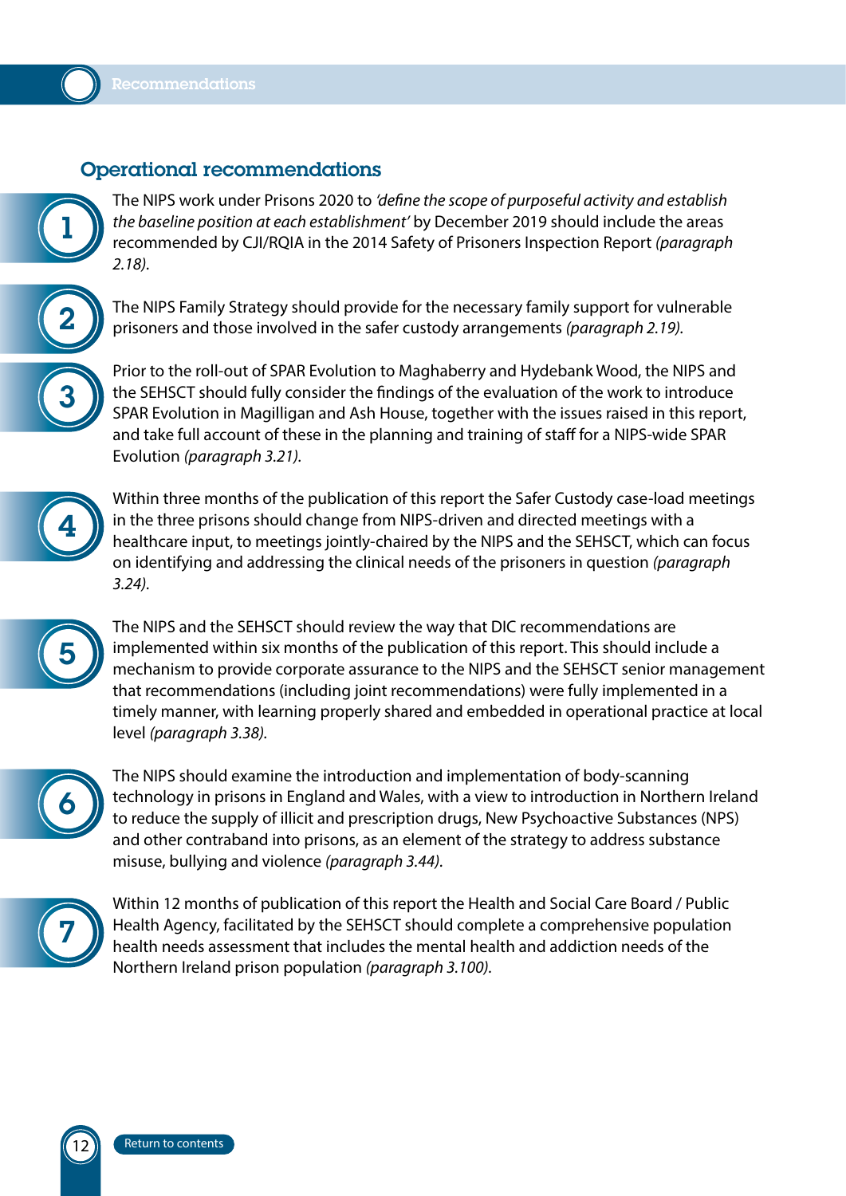## Operational recommendations

1. The NIPS work under Prisons 2020 to *'define the scope of purposeful activity and establish the baseline position at each establishment'* by December 2019 should include the areas recommended by CJI/RQIA in the 2014 Safety of Prisoners Inspection Report *(paragraph 2.18)*.

2. The NIPS Family Strategy should provide for the necessary family support for vulnerable prisoners and those involved in the safer custody arrangements *(paragraph 2.19)*.

3. Prior to the roll-out of SPAR Evolution to Maghaberry and Hydebank Wood, the NIPS and the SEHSCT should fully consider the findings of the evaluation of the work to introduce SPAR Evolution in Magilligan and Ash House, together with the issues raised in this report, and take full account of these in the planning and training of staff for a NIPS-wide SPAR Evolution *(paragraph 3.21)*.

4. Within three months of the publication of this report the Safer Custody case-load meetings in the three prisons should change from NIPS-driven and directed meetings with a healthcare input, to meetings jointly-chaired by the NIPS and the SEHSCT, which can focus on identifying and addressing the clinical needs of the prisoners in question *(paragraph 3.24)*.

5. The NIPS and the SEHSCT should review the way that DIC recommendations are implemented within six months of the publication of this report. This should include a mechanism to provide corporate assurance to the NIPS and the SEHSCT senior management that recommendations (including joint recommendations) were fully implemented in a timely manner, with learning properly shared and embedded in operational practice at local level *(paragraph 3.38)*.

6. The NIPS should examine the introduction and implementation of body-scanning technology in prisons in England and Wales, with a view to introduction in Northern Ireland to reduce the supply of illicit and prescription drugs, New Psychoactive Substances (NPS) and other contraband into prisons, as an element of the strategy to address substance misuse, bullying and violence *(paragraph 3.44)*.

7. Within 12 months of publication of this report the Health and Social Care Board / Public Health Agency, facilitated by the SEHSCT should complete a comprehensive population health needs assessment that includes the mental health and addiction needs of the Northern Ireland prison population *(paragraph 3.100)*.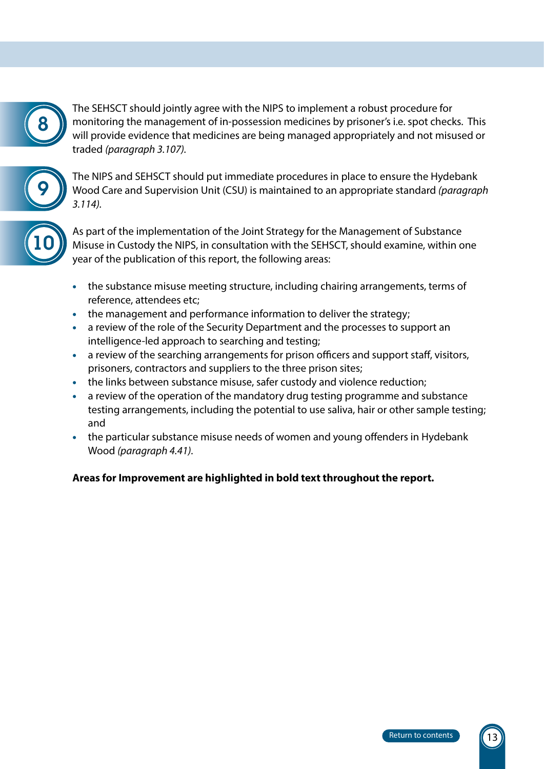8 The SEHSCT should jointly agree with the NIPS to implement a robust procedure for monitoring the management of in-possession medicines by prisoner's i.e. spot checks. This will provide evidence that medicines are being managed appropriately and not misused or traded *(paragraph 3.107).*

9 The NIPS and SEHSCT should put immediate procedures in place to ensure the Hydebank Wood Care and Supervision Unit (CSU) is maintained to an appropriate standard *(paragraph 3.114).*

10 As part of the implementation of the Joint Strategy for the Management of Substance Misuse in Custody the NIPS, in consultation with the SEHSCT, should examine, within one year of the publication of this report, the following areas:

- the substance misuse meeting structure, including chairing arrangements, terms of reference, attendees etc;
- the management and performance information to deliver the strategy;
- a review of the role of the Security Department and the processes to support an intelligence-led approach to searching and testing;
- a review of the searching arrangements for prison officers and support staff, visitors, prisoners, contractors and suppliers to the three prison sites;
- the links between substance misuse, safer custody and violence reduction;
- a review of the operation of the mandatory drug testing programme and substance testing arrangements, including the potential to use saliva, hair or other sample testing; and
- the particular substance misuse needs of women and young offenders in Hydebank Wood *(paragraph 4.41).*

**Areas for Improvement are highlighted in bold text throughout the report.**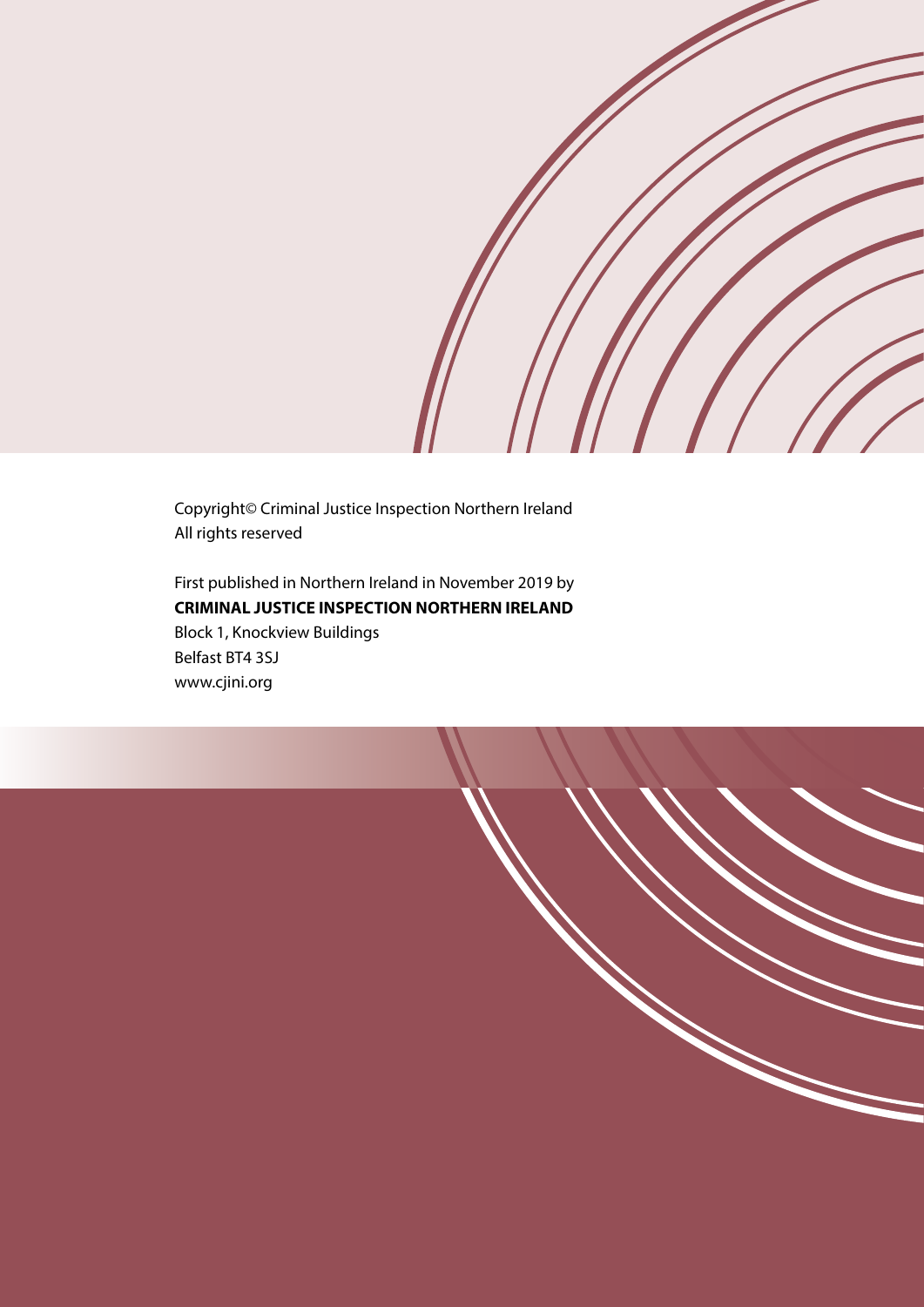Copyright© Criminal Justice Inspection Northern Ireland
All rights reserved

First published in Northern Ireland in November 2019 by
**CRIMINAL JUSTICE INSPECTION NORTHERN IRELAND**
Block 1, Knockview Buildings
Belfast BT4 3SJ
www.cjini.org